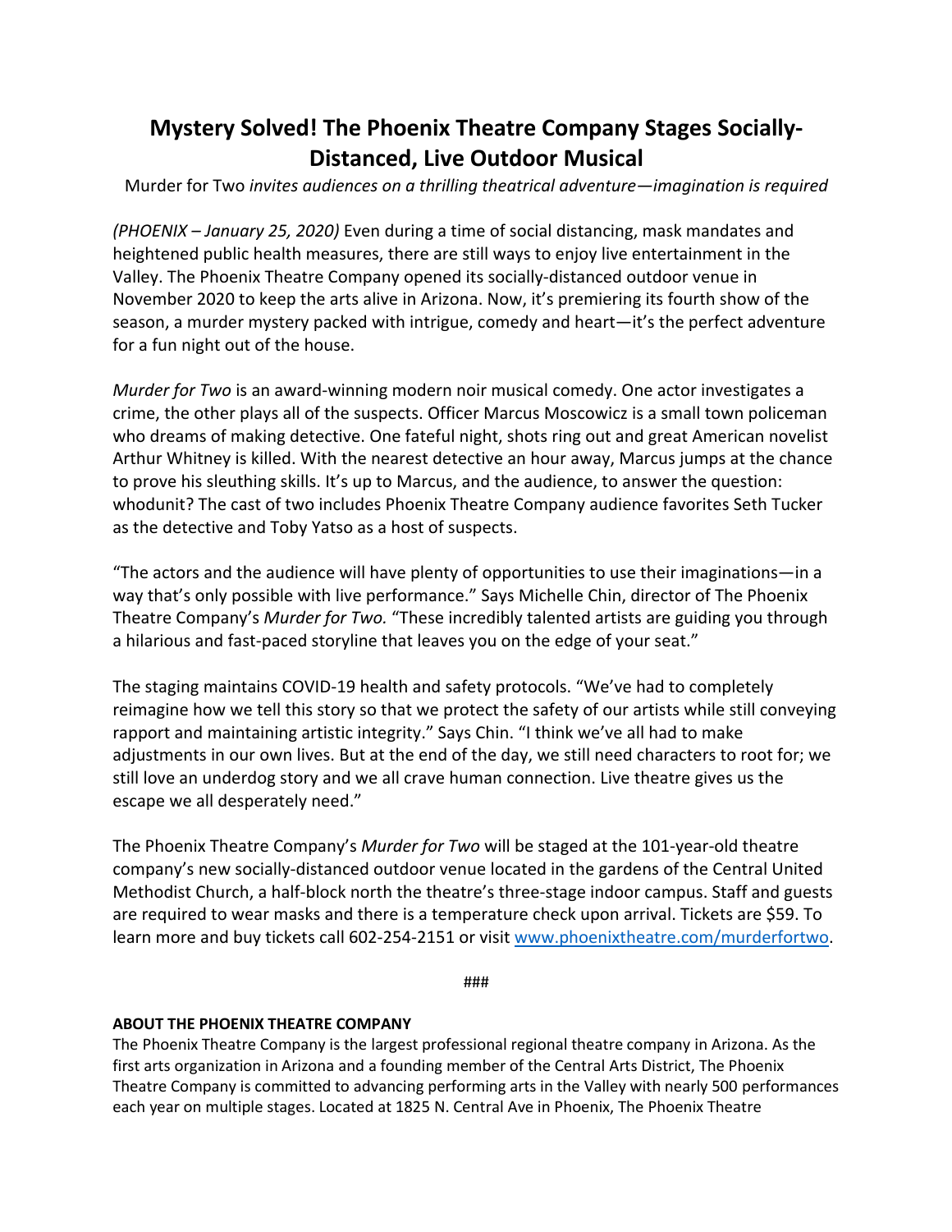# Mystery Solved! The Phoenix Theatre Company Stages Socially-Distanced, Live Outdoor Musical

Murder for Two *invites audiences on a thrilling theatrical adventure—imagination is required*

*(PHOENIX – January 25, 2020)* Even during a time of social distancing, mask mandates and heightened public health measures, there are still ways to enjoy live entertainment in the Valley. The Phoenix Theatre Company opened its socially-distanced outdoor venue in November 2020 to keep the arts alive in Arizona. Now, it's premiering its fourth show of the season, a murder mystery packed with intrigue, comedy and heart—it's the perfect adventure for a fun night out of the house.

*Murder for Two* is an award-winning modern noir musical comedy. One actor investigates a crime, the other plays all of the suspects. Officer Marcus Moscowicz is a small town policeman who dreams of making detective. One fateful night, shots ring out and great American novelist Arthur Whitney is killed. With the nearest detective an hour away, Marcus jumps at the chance to prove his sleuthing skills. It's up to Marcus, and the audience, to answer the question: whodunit? The cast of two includes Phoenix Theatre Company audience favorites Seth Tucker as the detective and Toby Yatso as a host of suspects.

"The actors and the audience will have plenty of opportunities to use their imaginations—in a way that's only possible with live performance." Says Michelle Chin, director of The Phoenix Theatre Company's *Murder for Two.* "These incredibly talented artists are guiding you through a hilarious and fast-paced storyline that leaves you on the edge of your seat."

The staging maintains COVID-19 health and safety protocols. "We've had to completely reimagine how we tell this story so that we protect the safety of our artists while still conveying rapport and maintaining artistic integrity." Says Chin. "I think we've all had to make adjustments in our own lives. But at the end of the day, we still need characters to root for; we still love an underdog story and we all crave human connection. Live theatre gives us the escape we all desperately need."

The Phoenix Theatre Company's *Murder for Two* will be staged at the 101-year-old theatre company's new socially-distanced outdoor venue located in the gardens of the Central United Methodist Church, a half-block north the theatre's three-stage indoor campus. Staff and guests are required to wear masks and there is a temperature check upon arrival. Tickets are $59. To learn more and buy tickets call 602-254-2151 or visit [www.phoenixtheatre.com/murderfortwo](www.phoenixtheatre.com/murderfortwo).

###

**ABOUT THE PHOENIX THEATRE COMPANY**

The Phoenix Theatre Company is the largest professional regional theatre company in Arizona. As the first arts organization in Arizona and a founding member of the Central Arts District, The Phoenix Theatre Company is committed to advancing performing arts in the Valley with nearly 500 performances each year on multiple stages. Located at 1825 N. Central Ave in Phoenix, The Phoenix Theatre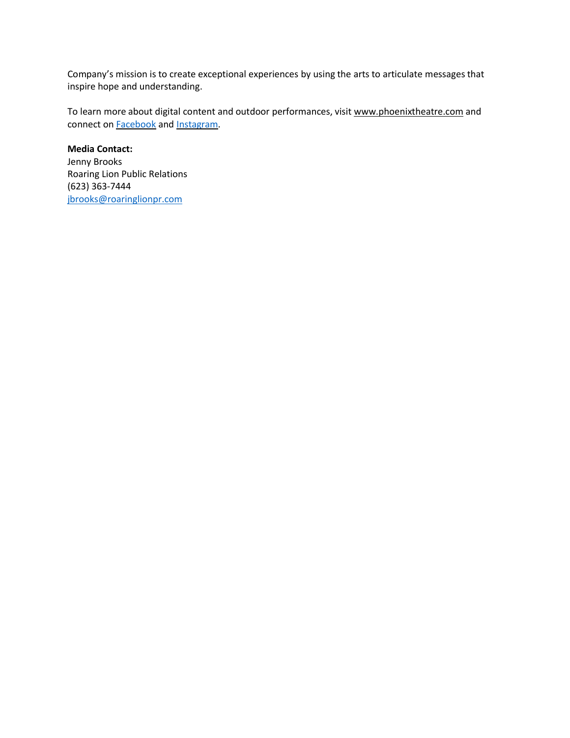Company's mission is to create exceptional experiences by using the arts to articulate messages that inspire hope and understanding.

To learn more about digital content and outdoor performances, visit www.phoenixtheatre.com and connect on Facebook and Instagram.

**Media Contact:**
Jenny Brooks
Roaring Lion Public Relations
(623) 363-7444
jbrooks@roaringlionpr.com